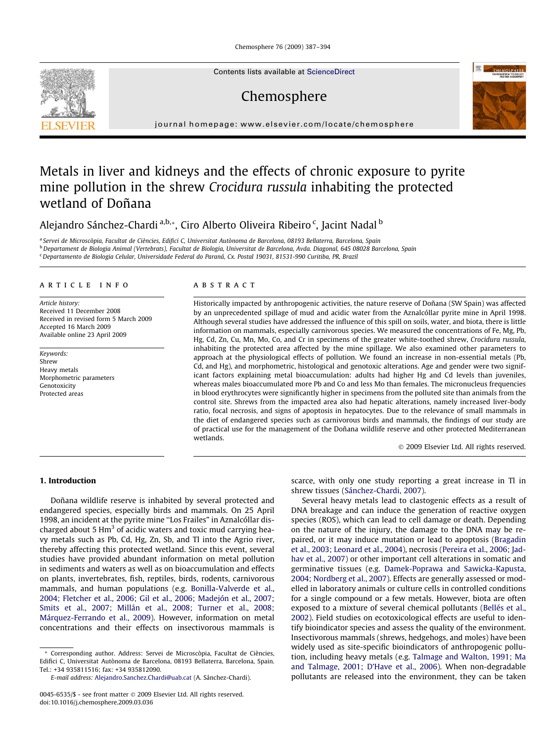# Metals in liver and kidneys and the effects of chronic exposure to pyrite mine pollution in the shrew *Crocidura russula* inhabiting the protected wetland of Doñana

Alejandro Sánchez-Chardi [a,b,*], Ciro Alberto Oliveira Ribeiro [c], Jacint Nadal [b]

[a] Servei de Microscòpia, Facultat de Ciències, Edifici C, Universitat Autònoma de Barcelona, 08193 Bellaterra, Barcelona, Spain
[b] Departament de Biologia Animal (Vertebrats), Facultat de Biologia, Universitat de Barcelona, Avda. Diagonal, 645 08028 Barcelona, Spain
[c] Departamento de Biologia Celular, Universidade Federal do Paraná, Cx. Postal 19031, 81531-990 Curitiba, PR, Brazil

**ARTICLE INFO**

*Article history:*
Received 11 December 2008
Received in revised form 5 March 2009
Accepted 16 March 2009
Available online 23 April 2009

*Keywords:*
Shrew
Heavy metals
Morphometric parameters
Genotoxicity
Protected areas

**ABSTRACT**

Historically impacted by anthropogenic activities, the nature reserve of Doñana (SW Spain) was affected by an unprecedented spillage of mud and acidic water from the Aznalcóllar pyrite mine in April 1998. Although several studies have addressed the influence of this spill on soils, water, and biota, there is little information on mammals, especially carnivorous species. We measured the concentrations of Fe, Mg, Pb, Hg, Cd, Zn, Cu, Mn, Mo, Co, and Cr in specimens of the greater white-toothed shrew, *Crocidura russula*, inhabiting the protected area affected by the mine spillage. We also examined other parameters to approach at the physiological effects of pollution. We found an increase in non-essential metals (Pb, Cd, and Hg), and morphometric, histological and genotoxic alterations. Age and gender were two significant factors explaining metal bioaccumulation: adults had higher Hg and Cd levels than juveniles, whereas males bioaccumulated more Pb and Co and less Mo than females. The micronucleus frequencies in blood erythrocytes were significantly higher in specimens from the polluted site than animals from the control site. Shrews from the impacted area also had hepatic alterations, namely increased liver-body ratio, focal necrosis, and signs of apoptosis in hepatocytes. Due to the relevance of small mammals in the diet of endangered species such as carnivorous birds and mammals, the findings of our study are of practical use for the management of the Doñana wildlife reserve and other protected Mediterranean wetlands.

© 2009 Elsevier Ltd. All rights reserved.

## 1. Introduction

Doñana wildlife reserve is inhabited by several protected and endangered species, especially birds and mammals. On 25 April 1998, an incident at the pyrite mine "Los Frailes" in Aznalcóllar discharged about 5 $Hm^3$ of acidic waters and toxic mud carrying heavy metals such as Pb, Cd, Hg, Zn, Sb, and Tl into the Agrio river, thereby affecting this protected wetland. Since this event, several studies have provided abundant information on metal pollution in sediments and waters as well as on bioaccumulation and effects on plants, invertebrates, fish, reptiles, birds, rodents, carnivorous mammals, and human populations (e.g. Bonilla-Valverde et al., 2004; Fletcher et al., 2006; Gil et al., 2006; Madejón et al., 2007; Smits et al., 2007; Millán et al., 2008; Turner et al., 2008; Márquez-Ferrando et al., 2009). However, information on metal concentrations and their effects on insectivorous mammals is scarce, with only one study reporting a great increase in Tl in shrew tissues (Sánchez-Chardi, 2007).

Several heavy metals lead to clastogenic effects as a result of DNA breakage and can induce the generation of reactive oxygen species (ROS), which can lead to cell damage or death. Depending on the nature of the injury, the damage to the DNA may be repaired, or it may induce mutation or lead to apoptosis (Bragadin et al., 2003; Leonard et al., 2004), necrosis (Pereira et al., 2006; Jadhav et al., 2007) or other important cell alterations in somatic and germinative tissues (e.g. Damek-Poprawa and Sawicka-Kapusta, 2004; Nordberg et al., 2007). Effects are generally assessed or modelled in laboratory animals or culture cells in controlled conditions for a single compound or a few metals. However, biota are often exposed to a mixture of several chemical pollutants (Bellés et al., 2002). Field studies on ecotoxicological effects are useful to identify bioindicator species and assess the quality of the environment. Insectivorous mammals (shrews, hedgehogs, and moles) have been widely used as site-specific bioindicators of anthropogenic pollution, including heavy metals (e.g. Talmage and Walton, 1991; Ma and Talmage, 2001; D'Have et al., 2006). When non-degradable pollutants are released into the environment, they can be taken

---

* Corresponding author. Address: Servei de Microscòpia, Facultat de Ciències, Edifici C, Universitat Autònoma de Barcelona, 08193 Bellaterra, Barcelona, Spain. Tel.: +34 935811516; fax: +34 935812090.
*E-mail address:* Alejandro.Sanchez.Chardi@uab.cat (A. Sánchez-Chardi).

0045-6535/$ - see front matter © 2009 Elsevier Ltd. All rights reserved.
doi:10.1016/j.chemosphere.2009.03.036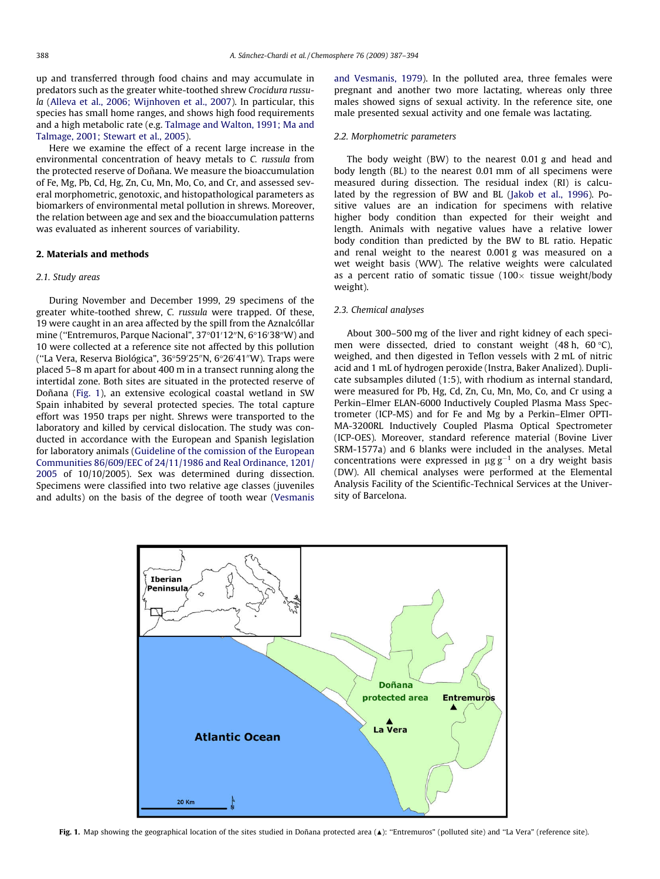up and transferred through food chains and may accumulate in predators such as the greater white-toothed shrew *Crocidura russula* (Alleva et al., 2006; Wijnhoven et al., 2007). In particular, this species has small home ranges, and shows high food requirements and a high metabolic rate (e.g. Talmage and Walton, 1991; Ma and Talmage, 2001; Stewart et al., 2005).

Here we examine the effect of a recent large increase in the environmental concentration of heavy metals to *C. russula* from the protected reserve of Doñana. We measure the bioaccumulation of Fe, Mg, Pb, Cd, Hg, Zn, Cu, Mn, Mo, Co, and Cr, and assessed several morphometric, genotoxic, and histopathological parameters as biomarkers of environmental metal pollution in shrews. Moreover, the relation between age and sex and the bioaccumulation patterns was evaluated as inherent sources of variability.

## 2. Materials and methods

### 2.1. Study areas

During November and December 1999, 29 specimens of the greater white-toothed shrew, *C. russula* were trapped. Of these, 19 were caught in an area affected by the spill from the Aznalcóllar mine ("Entremuros, Parque Nacional", 37°01′12″N, 6°16′38″W) and 10 were collected at a reference site not affected by this pollution ("La Vera, Reserva Biológica", 36°59′25″N, 6°26′41″W). Traps were placed 5–8 m apart for about 400 m in a transect running along the intertidal zone. Both sites are situated in the protected reserve of Doñana (Fig. 1), an extensive ecological coastal wetland in SW Spain inhabited by several protected species. The total capture effort was 1950 traps per night. Shrews were transported to the laboratory and killed by cervical dislocation. The study was conducted in accordance with the European and Spanish legislation for laboratory animals (Guideline of the comission of the European Communities 86/609/EEC of 24/11/1986 and Real Ordinance, 1201/2005 of 10/10/2005). Sex was determined during dissection. Specimens were classified into two relative age classes (juveniles and adults) on the basis of the degree of tooth wear (Vesmanis and Vesmanis, 1979). In the polluted area, three females were pregnant and another two more lactating, whereas only three males showed signs of sexual activity. In the reference site, one male presented sexual activity and one female was lactating.

### 2.2. Morphometric parameters

The body weight (BW) to the nearest 0.01 g and head and body length (BL) to the nearest 0.01 mm of all specimens were measured during dissection. The residual index (RI) is calculated by the regression of BW and BL (Jakob et al., 1996). Positive values are an indication for specimens with relative higher body condition than expected for their weight and length. Animals with negative values have a relative lower body condition than predicted by the BW to BL ratio. Hepatic and renal weight to the nearest 0.001 g was measured on a wet weight basis (WW). The relative weights were calculated as a percent ratio of somatic tissue (100× tissue weight/body weight).

### 2.3. Chemical analyses

About 300–500 mg of the liver and right kidney of each specimen were dissected, dried to constant weight (48 h, 60 °C), weighed, and then digested in Teflon vessels with 2 mL of nitric acid and 1 mL of hydrogen peroxide (Instra, Baker Analized). Duplicate subsamples diluted (1:5), with rhodium as internal standard, were measured for Pb, Hg, Cd, Zn, Cu, Mn, Mo, Co, and Cr using a Perkin–Elmer ELAN-6000 Inductively Coupled Plasma Mass Spectrometer (ICP-MS) and for Fe and Mg by a Perkin–Elmer OPTIMA-3200RL Inductively Coupled Plasma Optical Spectrometer (ICP-OES). Moreover, standard reference material (Bovine Liver SRM-1577a) and 6 blanks were included in the analyses. Metal concentrations were expressed in $\mu g\, g^{-1}$ on a dry weight basis (DW). All chemical analyses were performed at the Elemental Analysis Facility of the Scientific-Technical Services at the University of Barcelona.

**Fig. 1.** Map showing the geographical location of the sites studied in Doñana protected area (▲): "Entremuros" (polluted site) and "La Vera" (reference site).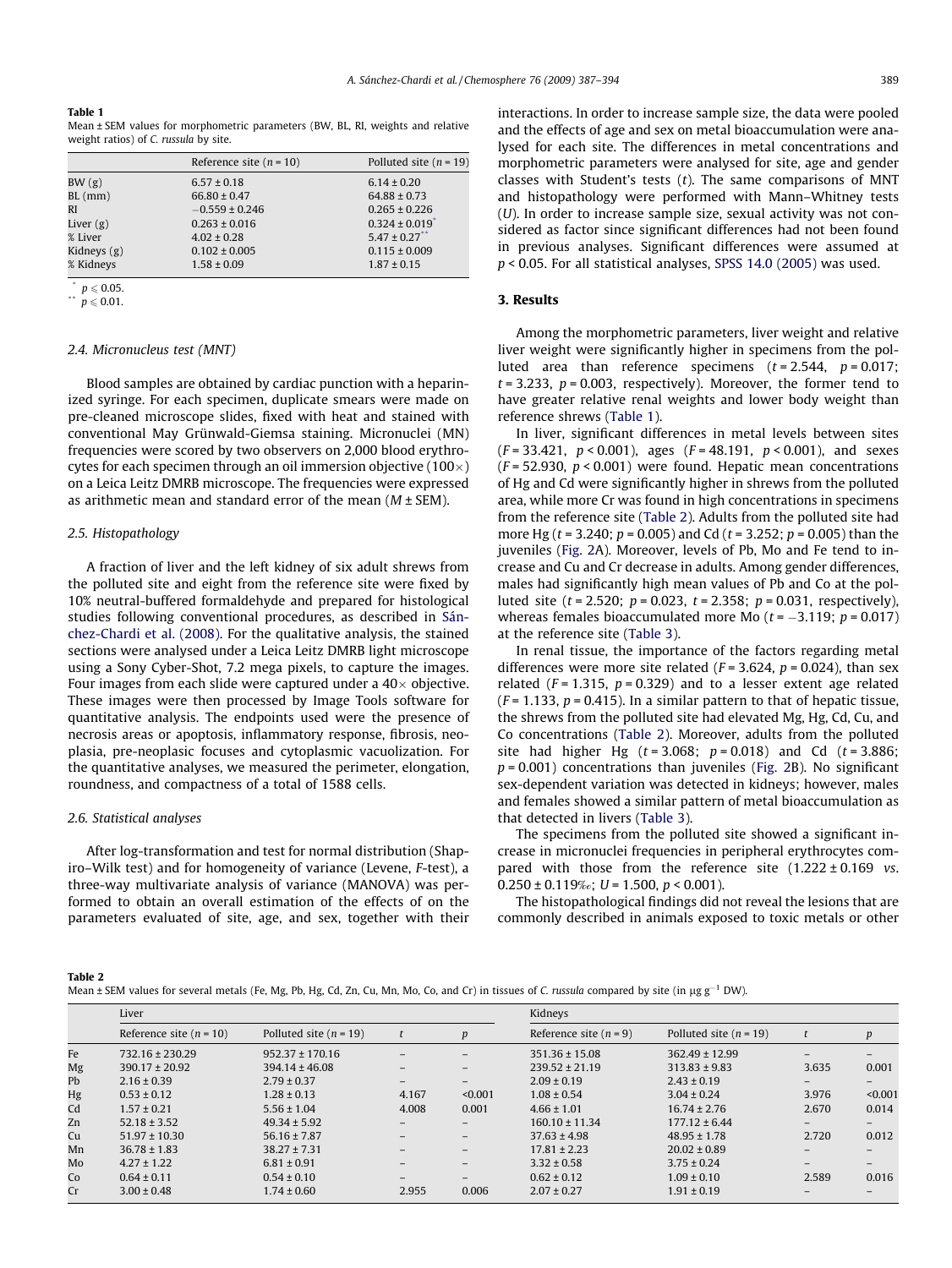**Table 1**
Mean ± SEM values for morphometric parameters (BW, BL, RI, weights and relative weight ratios) of *C. russula* by site.

| | Reference site (n = 10) | Polluted site (n = 19) |
|---|---|---|
| BW (g) | 6.57 ± 0.18 | 6.14 ± 0.20 |
| BL (mm) | 66.80 ± 0.47 | 64.88 ± 0.73 |
| RI | −0.559 ± 0.246 | 0.265 ± 0.226 |
| Liver (g) | 0.263 ± 0.016 | 0.324 ± 0.019* |
| % Liver | 4.02 ± 0.28 | 5.47 ± 0.27** |
| Kidneys (g) | 0.102 ± 0.005 | 0.115 ± 0.009 |
| % Kidneys | 1.58 ± 0.09 | 1.87 ± 0.15 |

\* $p \leqslant 0.05$.
\** $p \leqslant 0.01$.

### 2.4. Micronucleus test (MNT)

Blood samples are obtained by cardiac punction with a heparinized syringe. For each specimen, duplicate smears were made on pre-cleaned microscope slides, fixed with heat and stained with conventional May Grünwald-Giemsa staining. Micronuclei (MN) frequencies were scored by two observers on 2,000 blood erythrocytes for each specimen through an oil immersion objective (100×) on a Leica Leitz DMRB microscope. The frequencies were expressed as arithmetic mean and standard error of the mean (M ± SEM).

### 2.5. Histopathology

A fraction of liver and the left kidney of six adult shrews from the polluted site and eight from the reference site were fixed by 10% neutral-buffered formaldehyde and prepared for histological studies following conventional procedures, as described in Sánchez-Chardi et al. (2008). For the qualitative analysis, the stained sections were analysed under a Leica Leitz DMRB light microscope using a Sony Cyber-Shot, 7.2 mega pixels, to capture the images. Four images from each slide were captured under a 40× objective. These images were then processed by Image Tools software for quantitative analysis. The endpoints used were the presence of necrosis areas or apoptosis, inflammatory response, fibrosis, neoplasia, pre-neoplasic focuses and cytoplasmic vacuolization. For the quantitative analyses, we measured the perimeter, elongation, roundness, and compactness of a total of 1588 cells.

### 2.6. Statistical analyses

After log-transformation and test for normal distribution (Shapiro–Wilk test) and for homogeneity of variance (Levene, F-test), a three-way multivariate analysis of variance (MANOVA) was performed to obtain an overall estimation of the effects of on the parameters evaluated of site, age, and sex, together with their interactions. In order to increase sample size, the data were pooled and the effects of age and sex on metal bioaccumulation were analysed for each site. The differences in metal concentrations and morphometric parameters were analysed for site, age and gender classes with Student's tests (t). The same comparisons of MNT and histopathology were performed with Mann–Whitney tests (U). In order to increase sample size, sexual activity was not considered as factor since significant differences had not been found in previous analyses. Significant differences were assumed at $p < 0.05$. For all statistical analyses, SPSS 14.0 (2005) was used.

## 3. Results

Among the morphometric parameters, liver weight and relative liver weight were significantly higher in specimens from the polluted area than reference specimens ($t = 2.544$, $p = 0.017$; $t = 3.233$, $p = 0.003$, respectively). Moreover, the former tend to have greater relative renal weights and lower body weight than reference shrews (Table 1).

In liver, significant differences in metal levels between sites ($F = 33.421$, $p < 0.001$), ages ($F = 48.191$, $p < 0.001$), and sexes ($F = 52.930$, $p < 0.001$) were found. Hepatic mean concentrations of Hg and Cd were significantly higher in shrews from the polluted area, while more Cr was found in high concentrations in specimens from the reference site (Table 2). Adults from the polluted site had more Hg ($t = 3.240$; $p = 0.005$) and Cd ($t = 3.252$; $p = 0.005$) than the juveniles (Fig. 2A). Moreover, levels of Pb, Mo and Fe tend to increase and Cu and Cr decrease in adults. Among gender differences, males had significantly high mean values of Pb and Co at the polluted site ($t = 2.520$; $p = 0.023$, $t = 2.358$; $p = 0.031$, respectively), whereas females bioaccumulated more Mo ($t = -3.119$; $p = 0.017$) at the reference site (Table 3).

In renal tissue, the importance of the factors regarding metal differences were more site related ($F = 3.624$, $p = 0.024$), than sex related ($F = 1.315$, $p = 0.329$) and to a lesser extent age related ($F = 1.133$, $p = 0.415$). In a similar pattern to that of hepatic tissue, the shrews from the polluted site had elevated Mg, Hg, Cd, Cu, and Co concentrations (Table 2). Moreover, adults from the polluted site had higher Hg ($t = 3.068$; $p = 0.018$) and Cd ($t = 3.886$; $p = 0.001$) concentrations than juveniles (Fig. 2B). No significant sex-dependent variation was detected in kidneys; however, males and females showed a similar pattern of metal bioaccumulation as that detected in livers (Table 3).

The specimens from the polluted site showed a significant increase in micronuclei frequencies in peripheral erythrocytes compared with those from the reference site (1.222 ± 0.169 vs. 0.250 ± 0.119‰; $U = 1.500$, $p < 0.001$).

The histopathological findings did not reveal the lesions that are commonly described in animals exposed to toxic metals or other

**Table 2**
Mean ± SEM values for several metals (Fe, Mg, Pb, Hg, Cd, Zn, Cu, Mn, Mo, Co, and Cr) in tissues of *C. russula* compared by site (in μg g$^{-1}$ DW).

| | Liver | | | | Kidneys | | | |
|---|---|---|---|---|---|---|---|---|
| | Reference site (n = 10) | Polluted site (n = 19) | t | p | Reference site (n = 9) | Polluted site (n = 19) | t | p |
| Fe | 732.16 ± 230.29 | 952.37 ± 170.16 | – | – | 351.36 ± 15.08 | 362.49 ± 12.99 | – | – |
| Mg | 390.17 ± 20.92 | 394.14 ± 46.08 | – | – | 239.52 ± 21.19 | 313.83 ± 9.83 | 3.635 | 0.001 |
| Pb | 2.16 ± 0.39 | 2.79 ± 0.37 | – | – | 2.09 ± 0.19 | 2.43 ± 0.19 | – | – |
| Hg | 0.53 ± 0.12 | 1.28 ± 0.13 | 4.167 | <0.001 | 1.08 ± 0.54 | 3.04 ± 0.24 | 3.976 | <0.001 |
| Cd | 1.57 ± 0.21 | 5.56 ± 1.04 | 4.008 | 0.001 | 4.66 ± 1.01 | 16.74 ± 2.76 | 2.670 | 0.014 |
| Zn | 52.18 ± 3.52 | 49.34 ± 5.92 | – | – | 160.10 ± 11.34 | 177.12 ± 6.44 | – | – |
| Cu | 51.97 ± 10.30 | 56.16 ± 7.87 | – | – | 37.63 ± 4.98 | 48.95 ± 1.78 | 2.720 | 0.012 |
| Mn | 36.78 ± 1.83 | 38.27 ± 7.31 | – | – | 17.81 ± 2.23 | 20.02 ± 0.89 | – | – |
| Mo | 4.27 ± 1.22 | 6.81 ± 0.91 | – | – | 3.32 ± 0.58 | 3.75 ± 0.24 | – | – |
| Co | 0.64 ± 0.11 | 0.54 ± 0.10 | – | – | 0.62 ± 0.12 | 1.09 ± 0.10 | 2.589 | 0.016 |
| Cr | 3.00 ± 0.48 | 1.74 ± 0.60 | 2.955 | 0.006 | 2.07 ± 0.27 | 1.91 ± 0.19 | – | – |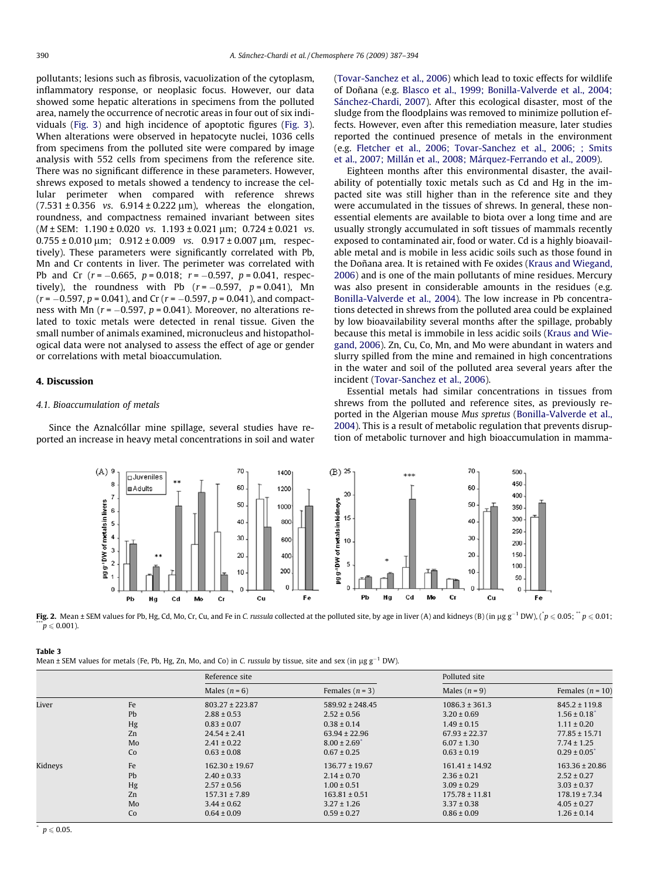pollutants; lesions such as fibrosis, vacuolization of the cytoplasm, inflammatory response, or neoplasic focus. However, our data showed some hepatic alterations in specimens from the polluted area, namely the occurrence of necrotic areas in four out of six individuals (Fig. 3) and high incidence of apoptotic figures (Fig. 3). When alterations were observed in hepatocyte nuclei, 1036 cells from specimens from the polluted site were compared by image analysis with 552 cells from specimens from the reference site. There was no significant difference in these parameters. However, shrews exposed to metals showed a tendency to increase the cellular perimeter when compared with reference shrews (7.531 ± 0.356 *vs.* 6.914 ± 0.222 μm), whereas the elongation, roundness, and compactness remained invariant between sites (M ± SEM: 1.190 ± 0.020 *vs.* 1.193 ± 0.021 μm; 0.724 ± 0.021 *vs.* 0.755 ± 0.010 μm; 0.912 ± 0.009 *vs.* 0.917 ± 0.007 μm, respectively). These parameters were significantly correlated with Pb, Mn and Cr contents in liver. The perimeter was correlated with Pb and Cr ($r = -0.665$, $p = 0.018$; $r = -0.597$, $p = 0.041$, respectively), the roundness with Pb ($r = -0.597$, $p = 0.041$), Mn ($r = -0.597$, $p = 0.041$), and Cr ($r = -0.597$, $p = 0.041$), and compactness with Mn ($r = -0.597$, $p = 0.041$). Moreover, no alterations related to toxic metals were detected in renal tissue. Given the small number of animals examined, micronucleus and histopathological data were not analysed to assess the effect of age or gender or correlations with metal bioaccumulation.

## 4. Discussion

### 4.1. Bioaccumulation of metals

Since the Aznalcóllar mine spillage, several studies have reported an increase in heavy metal concentrations in soil and water (Tovar-Sanchez et al., 2006) which lead to toxic effects for wildlife of Doñana (e.g. Blasco et al., 1999; Bonilla-Valverde et al., 2004; Sánchez-Chardi, 2007). After this ecological disaster, most of the sludge from the floodplains was removed to minimize pollution effects. However, even after this remediation measure, later studies reported the continued presence of metals in the environment (e.g. Fletcher et al., 2006; Tovar-Sanchez et al., 2006; ; Smits et al., 2007; Millán et al., 2008; Márquez-Ferrando et al., 2009).

Eighteen months after this environmental disaster, the availability of potentially toxic metals such as Cd and Hg in the impacted site was still higher than in the reference site and they were accumulated in the tissues of shrews. In general, these non-essential elements are available to biota over a long time and are usually strongly accumulated in soft tissues of mammals recently exposed to contaminated air, food or water. Cd is a highly bioavailable metal and is mobile in less acidic soils such as those found in the Doñana area. It is retained with Fe oxides (Kraus and Wiegand, 2006) and is one of the main pollutants of mine residues. Mercury was also present in considerable amounts in the residues (e.g. Bonilla-Valverde et al., 2004). The low increase in Pb concentrations detected in shrews from the polluted area could be explained by low bioavailability several months after the spillage, probably because this metal is immobile in less acidic soils (Kraus and Wiegand, 2006). Zn, Cu, Co, Mn, and Mo were abundant in waters and slurry spilled from the mine and remained in high concentrations in the water and soil of the polluted area several years after the incident (Tovar-Sanchez et al., 2006).

Essential metals had similar concentrations in tissues from shrews from the polluted and reference sites, as previously reported in the Algerian mouse *Mus spretus* (Bonilla-Valverde et al., 2004). This is a result of metabolic regulation that prevents disruption of metabolic turnover and high bioaccumulation in mamma-

**Fig. 2.** Mean ± SEM values for Pb, Hg, Cd, Mo, Cr, Cu, and Fe in *C. russula* collected at the polluted site, by age in liver (A) and kidneys (B) (in μg g$^{-1}$ DW), (* $p \leq 0.05$; ** $p \leq 0.01$; *** $p \leq 0.001$).

**Table 3**
Mean ± SEM values for metals (Fe, Pb, Hg, Zn, Mo, and Co) in *C. russula* by tissue, site and sex (in μg g$^{-1}$ DW).

| | | Reference site | | Polluted site | |
|---|---|---|---|---|---|
| | | Males (n = 6) | Females (n = 3) | Males (n = 9) | Females (n = 10) |
| Liver | Fe | 803.27 ± 223.87 | 589.92 ± 248.45 | 1086.3 ± 361.3 | 845.2 ± 119.8 |
| | Pb | 2.88 ± 0.53 | 2.52 ± 0.56 | 3.20 ± 0.69 | 1.56 ± 0.18* |
| | Hg | 0.83 ± 0.07 | 0.38 ± 0.14 | 1.49 ± 0.15 | 1.11 ± 0.20 |
| | Zn | 24.54 ± 2.41 | 63.94 ± 22.96 | 67.93 ± 22.37 | 77.85 ± 15.71 |
| | Mo | 2.41 ± 0.22 | 8.00 ± 2.69* | 6.07 ± 1.30 | 7.74 ± 1.25 |
| | Co | 0.63 ± 0.08 | 0.67 ± 0.25 | 0.63 ± 0.19 | 0.29 ± 0.05* |
| Kidneys | Fe | 162.30 ± 19.67 | 136.77 ± 19.67 | 161.41 ± 14.92 | 163.36 ± 20.86 |
| | Pb | 2.40 ± 0.33 | 2.14 ± 0.70 | 2.36 ± 0.21 | 2.52 ± 0.27 |
| | Hg | 2.57 ± 0.56 | 1.00 ± 0.51 | 3.09 ± 0.29 | 3.03 ± 0.37 |
| | Zn | 157.31 ± 7.89 | 163.81 ± 0.51 | 175.78 ± 11.81 | 178.19 ± 7.34 |
| | Mo | 3.44 ± 0.62 | 3.27 ± 1.26 | 3.37 ± 0.38 | 4.05 ± 0.27 |
| | Co | 0.64 ± 0.09 | 0.59 ± 0.27 | 0.86 ± 0.09 | 1.26 ± 0.14 |

* $p \leq 0.05$.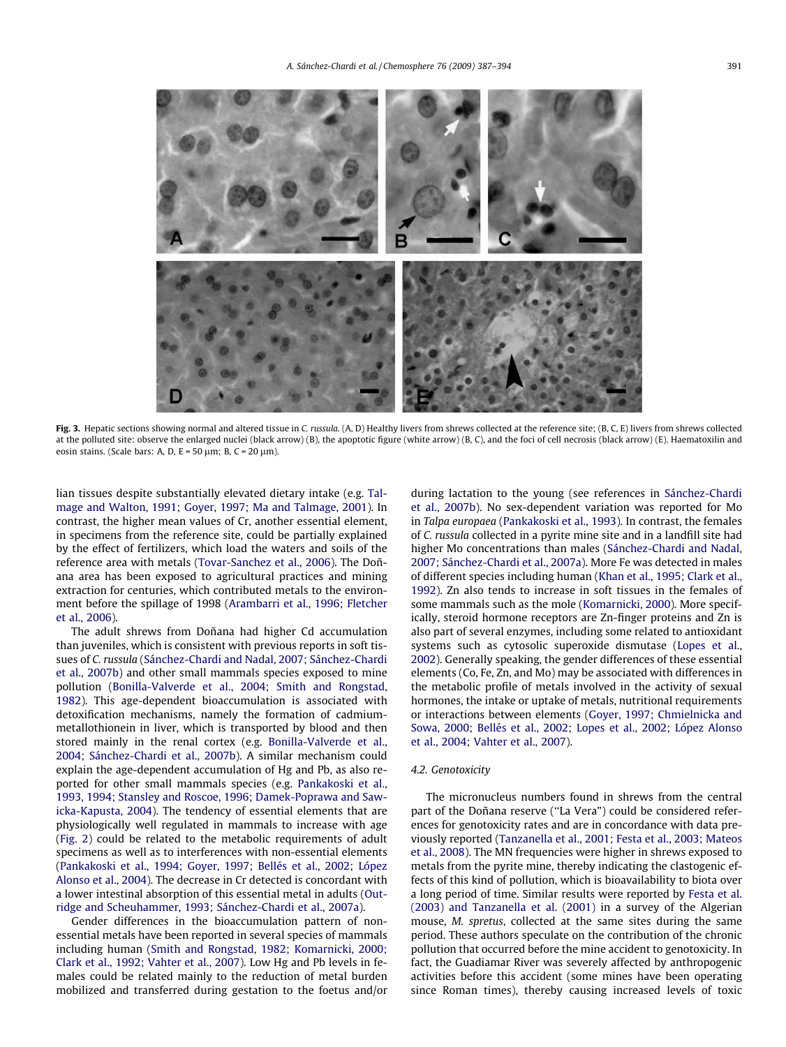**Fig. 3.** Hepatic sections showing normal and altered tissue in *C. russula*. (A, D) Healthy livers from shrews collected at the reference site; (B, C, E) livers from shrews collected at the polluted site: observe the enlarged nuclei (black arrow) (B), the apoptotic figure (white arrow) (B, C), and the foci of cell necrosis (black arrow) (E). Haematoxilin and eosin stains. (Scale bars: A, D, E = 50 μm; B, C = 20 μm).

lian tissues despite substantially elevated dietary intake (e.g. Talmage and Walton, 1991; Goyer, 1997; Ma and Talmage, 2001). In contrast, the higher mean values of Cr, another essential element, in specimens from the reference site, could be partially explained by the effect of fertilizers, which load the waters and soils of the reference area with metals (Tovar-Sanchez et al., 2006). The Doñana area has been exposed to agricultural practices and mining extraction for centuries, which contributed metals to the environment before the spillage of 1998 (Arambarri et al., 1996; Fletcher et al., 2006).

The adult shrews from Doñana had higher Cd accumulation than juveniles, which is consistent with previous reports in soft tissues of *C. russula* (Sánchez-Chardi and Nadal, 2007; Sánchez-Chardi et al., 2007b) and other small mammals species exposed to mine pollution (Bonilla-Valverde et al., 2004; Smith and Rongstad, 1982). This age-dependent bioaccumulation is associated with detoxification mechanisms, namely the formation of cadmium-metallothionein in liver, which is transported by blood and then stored mainly in the renal cortex (e.g. Bonilla-Valverde et al., 2004; Sánchez-Chardi et al., 2007b). A similar mechanism could explain the age-dependent accumulation of Hg and Pb, as also reported for other small mammals species (e.g. Pankakoski et al., 1993, 1994; Stansley and Roscoe, 1996; Damek-Poprawa and Sawicka-Kapusta, 2004). The tendency of essential elements that are physiologically well regulated in mammals to increase with age (Fig. 2) could be related to the metabolic requirements of adult specimens as well as to interferences with non-essential elements (Pankakoski et al., 1994; Goyer, 1997; Bellés et al., 2002; López Alonso et al., 2004). The decrease in Cr detected is concordant with a lower intestinal absorption of this essential metal in adults (Outridge and Scheuhammer, 1993; Sánchez-Chardi et al., 2007a).

Gender differences in the bioaccumulation pattern of non-essential metals have been reported in several species of mammals including human (Smith and Rongstad, 1982; Komarnicki, 2000; Clark et al., 1992; Vahter et al., 2007). Low Hg and Pb levels in females could be related mainly to the reduction of metal burden mobilized and transferred during gestation to the foetus and/or during lactation to the young (see references in Sánchez-Chardi et al., 2007b). No sex-dependent variation was reported for Mo in *Talpa europaea* (Pankakoski et al., 1993). In contrast, the females of *C. russula* collected in a pyrite mine site and in a landfill site had higher Mo concentrations than males (Sánchez-Chardi and Nadal, 2007; Sánchez-Chardi et al., 2007a). More Fe was detected in males of different species including human (Khan et al., 1995; Clark et al., 1992). Zn also tends to increase in soft tissues in the females of some mammals such as the mole (Komarnicki, 2000). More specifically, steroid hormone receptors are Zn-finger proteins and Zn is also part of several enzymes, including some related to antioxidant systems such as cytosolic superoxide dismutase (Lopes et al., 2002). Generally speaking, the gender differences of these essential elements (Co, Fe, Zn, and Mo) may be associated with differences in the metabolic profile of metals involved in the activity of sexual hormones, the intake or uptake of metals, nutritional requirements or interactions between elements (Goyer, 1997; Chmielnicka and Sowa, 2000; Bellés et al., 2002; Lopes et al., 2002; López Alonso et al., 2004; Vahter et al., 2007).

### 4.2. Genotoxicity

The micronucleus numbers found in shrews from the central part of the Doñana reserve ("La Vera") could be considered references for genotoxicity rates and are in concordance with data previously reported (Tanzanella et al., 2001; Festa et al., 2003; Mateos et al., 2008). The MN frequencies were higher in shrews exposed to metals from the pyrite mine, thereby indicating the clastogenic effects of this kind of pollution, which is bioavailability to biota over a long period of time. Similar results were reported by Festa et al. (2003) and Tanzanella et al. (2001) in a survey of the Algerian mouse, *M. spretus*, collected at the same sites during the same period. These authors speculate on the contribution of the chronic pollution that occurred before the mine accident to genotoxicity. In fact, the Guadiamar River was severely affected by anthropogenic activities before this accident (some mines have been operating since Roman times), thereby causing increased levels of toxic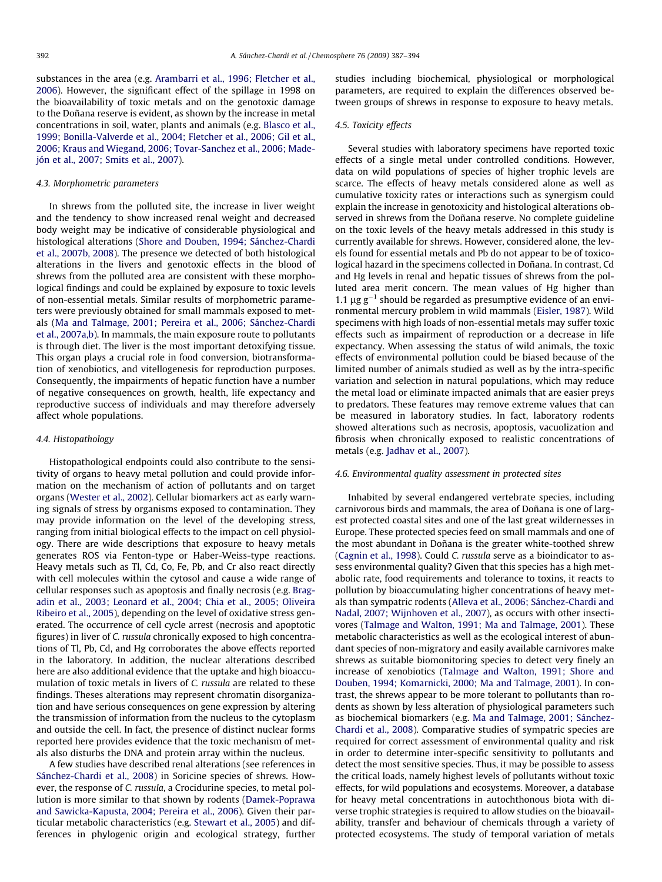substances in the area (e.g. Arambarri et al., 1996; Fletcher et al., 2006). However, the significant effect of the spillage in 1998 on the bioavailability of toxic metals and on the genotoxic damage to the Doñana reserve is evident, as shown by the increase in metal concentrations in soil, water, plants and animals (e.g. Blasco et al., 1999; Bonilla-Valverde et al., 2004; Fletcher et al., 2006; Gil et al., 2006; Kraus and Wiegand, 2006; Tovar-Sanchez et al., 2006; Madejón et al., 2007; Smits et al., 2007).

### 4.3. Morphometric parameters

In shrews from the polluted site, the increase in liver weight and the tendency to show increased renal weight and decreased body weight may be indicative of considerable physiological and histological alterations (Shore and Douben, 1994; Sánchez-Chardi et al., 2007b, 2008). The presence we detected of both histological alterations in the livers and genotoxic effects in the blood of shrews from the polluted area are consistent with these morphological findings and could be explained by exposure to toxic levels of non-essential metals. Similar results of morphometric parameters were previously obtained for small mammals exposed to metals (Ma and Talmage, 2001; Pereira et al., 2006; Sánchez-Chardi et al., 2007a,b). In mammals, the main exposure route to pollutants is through diet. The liver is the most important detoxifying tissue. This organ plays a crucial role in food conversion, biotransformation of xenobiotics, and vitellogenesis for reproduction purposes. Consequently, the impairments of hepatic function have a number of negative consequences on growth, health, life expectancy and reproductive success of individuals and may therefore adversely affect whole populations.

### 4.4. Histopathology

Histopathological endpoints could also contribute to the sensitivity of organs to heavy metal pollution and could provide information on the mechanism of action of pollutants and on target organs (Wester et al., 2002). Cellular biomarkers act as early warning signals of stress by organisms exposed to contamination. They may provide information on the level of the developing stress, ranging from initial biological effects to the impact on cell physiology. There are wide descriptions that exposure to heavy metals generates ROS via Fenton-type or Haber-Weiss-type reactions. Heavy metals such as Tl, Cd, Co, Fe, Pb, and Cr also react directly with cell molecules within the cytosol and cause a wide range of cellular responses such as apoptosis and finally necrosis (e.g. Bragadin et al., 2003; Leonard et al., 2004; Chia et al., 2005; Oliveira Ribeiro et al., 2005), depending on the level of oxidative stress generated. The occurrence of cell cycle arrest (necrosis and apoptotic figures) in liver of *C. russula* chronically exposed to high concentrations of Tl, Pb, Cd, and Hg corroborates the above effects reported in the laboratory. In addition, the nuclear alterations described here are also additional evidence that the uptake and high bioaccumulation of toxic metals in livers of *C. russula* are related to these findings. Theses alterations may represent chromatin disorganization and have serious consequences on gene expression by altering the transmission of information from the nucleus to the cytoplasm and outside the cell. In fact, the presence of distinct nuclear forms reported here provides evidence that the toxic mechanism of metals also disturbs the DNA and protein array within the nucleus.

A few studies have described renal alterations (see references in Sánchez-Chardi et al., 2008) in Soricine species of shrews. However, the response of *C. russula*, a Crocidurine species, to metal pollution is more similar to that shown by rodents (Damek-Poprawa and Sawicka-Kapusta, 2004; Pereira et al., 2006). Given their particular metabolic characteristics (e.g. Stewart et al., 2005) and differences in phylogenic origin and ecological strategy, further studies including biochemical, physiological or morphological parameters, are required to explain the differences observed between groups of shrews in response to exposure to heavy metals.

### 4.5. Toxicity effects

Several studies with laboratory specimens have reported toxic effects of a single metal under controlled conditions. However, data on wild populations of species of higher trophic levels are scarce. The effects of heavy metals considered alone as well as cumulative toxicity rates or interactions such as synergism could explain the increase in genotoxicity and histological alterations observed in shrews from the Doñana reserve. No complete guideline on the toxic levels of the heavy metals addressed in this study is currently available for shrews. However, considered alone, the levels found for essential metals and Pb do not appear to be of toxicological hazard in the specimens collected in Doñana. In contrast, Cd and Hg levels in renal and hepatic tissues of shrews from the polluted area merit concern. The mean values of Hg higher than 1.1 $\mu g\, g^{-1}$ should be regarded as presumptive evidence of an environmental mercury problem in wild mammals (Eisler, 1987). Wild specimens with high loads of non-essential metals may suffer toxic effects such as impairment of reproduction or a decrease in life expectancy. When assessing the status of wild animals, the toxic effects of environmental pollution could be biased because of the limited number of animals studied as well as by the intra-specific variation and selection in natural populations, which may reduce the metal load or eliminate impacted animals that are easier preys to predators. These features may remove extreme values that can be measured in laboratory studies. In fact, laboratory rodents showed alterations such as necrosis, apoptosis, vacuolization and fibrosis when chronically exposed to realistic concentrations of metals (e.g. Jadhav et al., 2007).

### 4.6. Environmental quality assessment in protected sites

Inhabited by several endangered vertebrate species, including carnivorous birds and mammals, the area of Doñana is one of largest protected coastal sites and one of the last great wildernesses in Europe. These protected species feed on small mammals and one of the most abundant in Doñana is the greater white-toothed shrew (Cagnin et al., 1998). Could *C. russula* serve as a bioindicator to assess environmental quality? Given that this species has a high metabolic rate, food requirements and tolerance to toxins, it reacts to pollution by bioaccumulating higher concentrations of heavy metals than sympatric rodents (Alleva et al., 2006; Sánchez-Chardi and Nadal, 2007; Wijnhoven et al., 2007), as occurs with other insectivores (Talmage and Walton, 1991; Ma and Talmage, 2001). These metabolic characteristics as well as the ecological interest of abundant species of non-migratory and easily available carnivores make shrews as suitable biomonitoring species to detect very finely an increase of xenobiotics (Talmage and Walton, 1991; Shore and Douben, 1994; Komarnicki, 2000; Ma and Talmage, 2001). In contrast, the shrews appear to be more tolerant to pollutants than rodents as shown by less alteration of physiological parameters such as biochemical biomarkers (e.g. Ma and Talmage, 2001; Sánchez-Chardi et al., 2008). Comparative studies of sympatric species are required for correct assessment of environmental quality and risk in order to determine inter-specific sensitivity to pollutants and detect the most sensitive species. Thus, it may be possible to assess the critical loads, namely highest levels of pollutants without toxic effects, for wild populations and ecosystems. Moreover, a database for heavy metal concentrations in autochthonous biota with diverse trophic strategies is required to allow studies on the bioavailability, transfer and behaviour of chemicals through a variety of protected ecosystems. The study of temporal variation of metals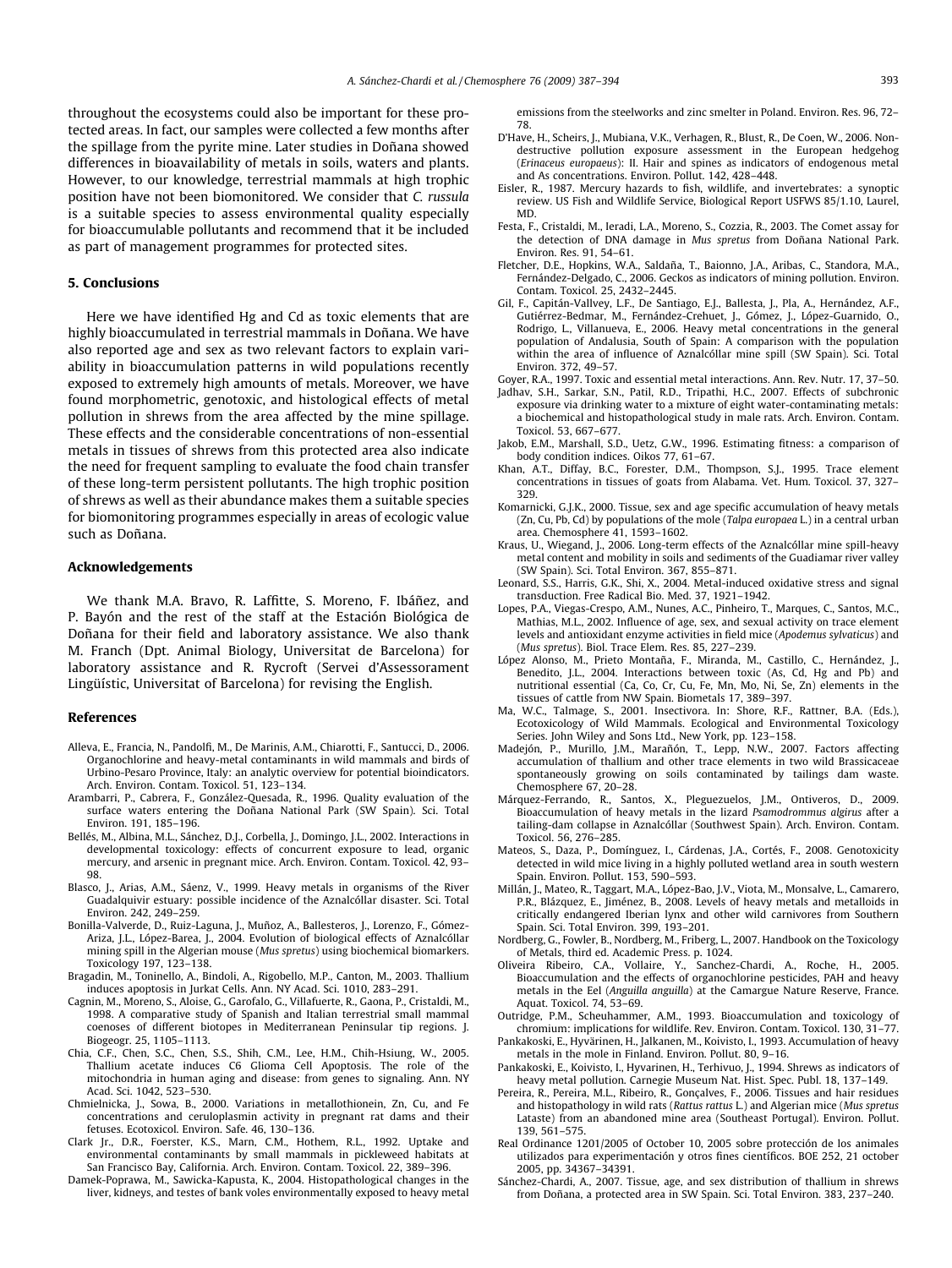throughout the ecosystems could also be important for these protected areas. In fact, our samples were collected a few months after the spillage from the pyrite mine. Later studies in Doñana showed differences in bioavailability of metals in soils, waters and plants. However, to our knowledge, terrestrial mammals at high trophic position have not been biomonitored. We consider that *C. russula* is a suitable species to assess environmental quality especially for bioaccumulable pollutants and recommend that it be included as part of management programmes for protected sites.

## 5. Conclusions

Here we have identified Hg and Cd as toxic elements that are highly bioaccumulated in terrestrial mammals in Doñana. We have also reported age and sex as two relevant factors to explain variability in bioaccumulation patterns in wild populations recently exposed to extremely high amounts of metals. Moreover, we have found morphometric, genotoxic, and histological effects of metal pollution in shrews from the area affected by the mine spillage. These effects and the considerable concentrations of non-essential metals in tissues of shrews from this protected area also indicate the need for frequent sampling to evaluate the food chain transfer of these long-term persistent pollutants. The high trophic position of shrews as well as their abundance makes them a suitable species for biomonitoring programmes especially in areas of ecologic value such as Doñana.

## Acknowledgements

We thank M.A. Bravo, R. Laffitte, S. Moreno, F. Ibáñez, and P. Bayón and the rest of the staff at the Estación Biológica de Doñana for their field and laboratory assistance. We also thank M. Franch (Dpt. Animal Biology, Universitat de Barcelona) for laboratory assistance and R. Rycroft (Servei d'Assessorament Lingüístic, Universitat de Barcelona) for revising the English.

## References

Alleva, E., Francia, N., Pandolfi, M., De Marinis, A.M., Chiarotti, F., Santucci, D., 2006. Organochlorine and heavy-metal contaminants in wild mammals and birds of Urbino-Pesaro Province, Italy: an analytic overview for potential bioindicators. Arch. Environ. Contam. Toxicol. 51, 123–134.

Arambarri, P., Cabrera, F., González-Quesada, R., 1996. Quality evaluation of the surface waters entering the Doñana National Park (SW Spain). Sci. Total Environ. 191, 185–196.

Bellés, M., Albina, M.L., Sánchez, D.J., Corbella, J., Domingo, J.L., 2002. Interactions in developmental toxicology: effects of concurrent exposure to lead, organic mercury, and arsenic in pregnant mice. Arch. Environ. Contam. Toxicol. 42, 93–98.

Blasco, J., Arias, A.M., Sáenz, V., 1999. Heavy metals in organisms of the River Guadalquivir estuary: possible incidence of the Aznalcóllar disaster. Sci. Total Environ. 242, 249–259.

Bonilla-Valverde, D., Ruiz-Laguna, J., Muñoz, A., Ballesteros, J., Lorenzo, F., Gómez-Ariza, J.L., López-Barea, J., 2004. Evolution of biological effects of Aznalcóllar mining spill in the Algerian mouse (*Mus spretus*) using biochemical biomarkers. Toxicology 197, 123–138.

Bragadin, M., Toninello, A., Bindoli, A., Rigobello, M.P., Canton, M., 2003. Thallium induces apoptosis in Jurkat Cells. Ann. NY Acad. Sci. 1010, 283–291.

Cagnin, M., Moreno, S., Aloise, G., Garofalo, G., Villafuerte, R., Gaona, P., Cristaldi, M., 1998. A comparative study of Spanish and Italian terrestrial small mammal coenoses of different biotopes in Mediterranean Peninsular tip regions. J. Biogeogr. 25, 1105–1113.

Chia, C.F., Chen, S.C., Chen, S.S., Shih, C.M., Lee, H.M., Chih-Hsiung, W., 2005. Thallium acetate induces C6 Glioma Cell Apoptosis. The role of the mitochondria in human aging and disease: from genes to signaling. Ann. NY Acad. Sci. 1042, 523–530.

Chmielnicka, J., Sowa, B., 2000. Variations in metallothionein, Zn, Cu, and Fe concentrations and ceruloplasmin activity in pregnant rat dams and their fetuses. Ecotoxicol. Environ. Safe. 46, 130–136.

Clark Jr., D.R., Foerster, K.S., Marn, C.M., Hothem, R.L., 1992. Uptake and environmental contaminants by small mammals in pickleweed habitats at San Francisco Bay, California. Arch. Environ. Contam. Toxicol. 22, 389–396.

Damek-Poprawa, M., Sawicka-Kapusta, K., 2004. Histopathological changes in the liver, kidneys, and testes of bank voles environmentally exposed to heavy metal emissions from the steelworks and zinc smelter in Poland. Environ. Res. 96, 72–78.

D'Have, H., Scheirs, J., Mubiana, V.K., Verhagen, R., Blust, R., De Coen, W., 2006. Non-destructive pollution exposure assessment in the European hedgehog (*Erinaceus europaeus*): II. Hair and spines as indicators of endogenous metal and As concentrations. Environ. Pollut. 142, 428–448.

Eisler, R., 1987. Mercury hazards to fish, wildlife, and invertebrates: a synoptic review. US Fish and Wildlife Service, Biological Report USFWS 85/1.10, Laurel, MD.

Festa, F., Cristaldi, M., Ieradi, L.A., Moreno, S., Cozzia, R., 2003. The Comet assay for the detection of DNA damage in *Mus spretus* from Doñana National Park. Environ. Res. 91, 54–61.

Fletcher, D.E., Hopkins, W.A., Saldaña, T., Baionno, J.A., Aribas, C., Standora, M.A., Fernández-Delgado, C., 2006. Geckos as indicators of mining pollution. Environ. Contam. Toxicol. 25, 2432–2445.

Gil, F., Capitán-Vallvey, L.F., De Santiago, E.J., Ballesta, J., Pla, A., Hernández, A.F., Gutiérrez-Bedmar, M., Fernández-Crehuet, J., Gómez, J., López-Guarnido, O., Rodrigo, L., Villanueva, E., 2006. Heavy metal concentrations in the general population of Andalusia, South of Spain: A comparison with the population within the area of influence of Aznalcóllar mine spill (SW Spain). Sci. Total Environ. 372, 49–57.

Goyer, R.A., 1997. Toxic and essential metal interactions. Ann. Rev. Nutr. 17, 37–50.

Jadhav, S.H., Sarkar, S.N., Patil, R.D., Tripathi, H.C., 2007. Effects of subchronic exposure via drinking water to a mixture of eight water-contaminating metals: a biochemical and histopathological study in male rats. Arch. Environ. Contam. Toxicol. 53, 667–677.

Jakob, E.M., Marshall, S.D., Uetz, G.W., 1996. Estimating fitness: a comparison of body condition indices. Oikos 77, 61–67.

Khan, A.T., Diffay, B.C., Forester, D.M., Thompson, S.J., 1995. Trace element concentrations in tissues of goats from Alabama. Vet. Hum. Toxicol. 37, 327–329.

Komarnicki, G.J.K., 2000. Tissue, sex and age specific accumulation of heavy metals (Zn, Cu, Pb, Cd) by populations of the mole (*Talpa europaea* L.) in a central urban area. Chemosphere 41, 1593–1602.

Kraus, U., Wiegand, J., 2006. Long-term effects of the Aznalcóllar mine spill-heavy metal content and mobility in soils and sediments of the Guadiamar river valley (SW Spain). Sci. Total Environ. 367, 855–871.

Leonard, S.S., Harris, G.K., Shi, X., 2004. Metal-induced oxidative stress and signal transduction. Free Radical Bio. Med. 37, 1921–1942.

Lopes, P.A., Viegas-Crespo, A.M., Nunes, A.C., Pinheiro, T., Marques, C., Santos, M.C., Mathias, M.L., 2002. Influence of age, sex, and sexual activity on trace element levels and antioxidant enzyme activities in field mice (*Apodemus sylvaticus*) and (*Mus spretus*). Biol. Trace Elem. Res. 85, 227–239.

López Alonso, M., Prieto Montaña, F., Miranda, M., Castillo, C., Hernández, J., Benedito, J.L., 2004. Interactions between toxic (As, Cd, Hg and Pb) and nutritional essential (Ca, Co, Cr, Cu, Fe, Mn, Mo, Ni, Se, Zn) elements in the tissues of cattle from NW Spain. Biometals 17, 389–397.

Ma, W.C., Talmage, S., 2001. Insectivora. In: Shore, R.F., Rattner, B.A. (Eds.), Ecotoxicology of Wild Mammals. Ecological and Environmental Toxicology Series. John Wiley and Sons Ltd., New York, pp. 123–158.

Madejón, P., Murillo, J.M., Marañón, T., Lepp, N.W., 2007. Factors affecting accumulation of thallium and other trace elements in two wild Brassicaceae spontaneously growing on soils contaminated by tailings dam waste. Chemosphere 67, 20–28.

Márquez-Ferrando, R., Santos, X., Pleguezuelos, J.M., Ontiveros, D., 2009. Bioaccumulation of heavy metals in the lizard *Psammodromus algirus* after a tailing-dam collapse in Aznalcóllar (Southwest Spain). Arch. Environ. Contam. Toxicol. 56, 276–285.

Mateos, S., Daza, P., Domínguez, I., Cárdenas, J.A., Cortés, F., 2008. Genotoxicity detected in wild mice living in a highly polluted wetland area in south western Spain. Environ. Pollut. 153, 590–593.

Millán, J., Mateo, R., Taggart, M.A., López-Bao, J.V., Viota, M., Monsalve, L., Camarero, P.R., Blázquez, E., Jiménez, B., 2008. Levels of heavy metals and metalloids in critically endangered Iberian lynx and other wild carnivores from Southern Spain. Sci. Total Environ. 399, 193–201.

Nordberg, G., Fowler, B., Nordberg, M., Friberg, L., 2007. Handbook on the Toxicology of Metals, third ed. Academic Press. p. 1024.

Oliveira Ribeiro, C.A., Vollaire, Y., Sanchez-Chardi, A., Roche, H., 2005. Bioaccumulation and the effects of organochlorine pesticides, PAH and heavy metals in the Eel (*Anguilla anguilla*) at the Camargue Nature Reserve, France. Aquat. Toxicol. 74, 53–69.

Outridge, P.M., Scheuhammer, A.M., 1993. Bioaccumulation and toxicology of chromium: implications for wildlife. Rev. Environ. Contam. Toxicol. 130, 31–77.

Pankakoski, E., Hyvärinen, H., Jalkanen, M., Koivisto, I., 1993. Accumulation of heavy metals in the mole in Finland. Environ. Pollut. 80, 9–16.

Pankakoski, E., Koivisto, I., Hyvarinen, H., Terhivuo, J., 1994. Shrews as indicators of heavy metal pollution. Carnegie Museum Nat. Hist. Spec. Publ. 18, 137–149.

Pereira, R., Pereira, M.L., Ribeiro, R., Gonçalves, F., 2006. Tissues and hair residues and histopathology in wild rats (*Rattus rattus* L.) and Algerian mice (*Mus spretus* Lataste) from an abandoned mine area (Southeast Portugal). Environ. Pollut. 139, 561–575.

Real Ordinance 1201/2005 of October 10, 2005 sobre protección de los animales utilizados para experimentación y otros fines científicos. BOE 252, 21 october 2005, pp. 34367–34391.

Sánchez-Chardi, A., 2007. Tissue, age, and sex distribution of thallium in shrews from Doñana, a protected area in SW Spain. Sci. Total Environ. 383, 237–240.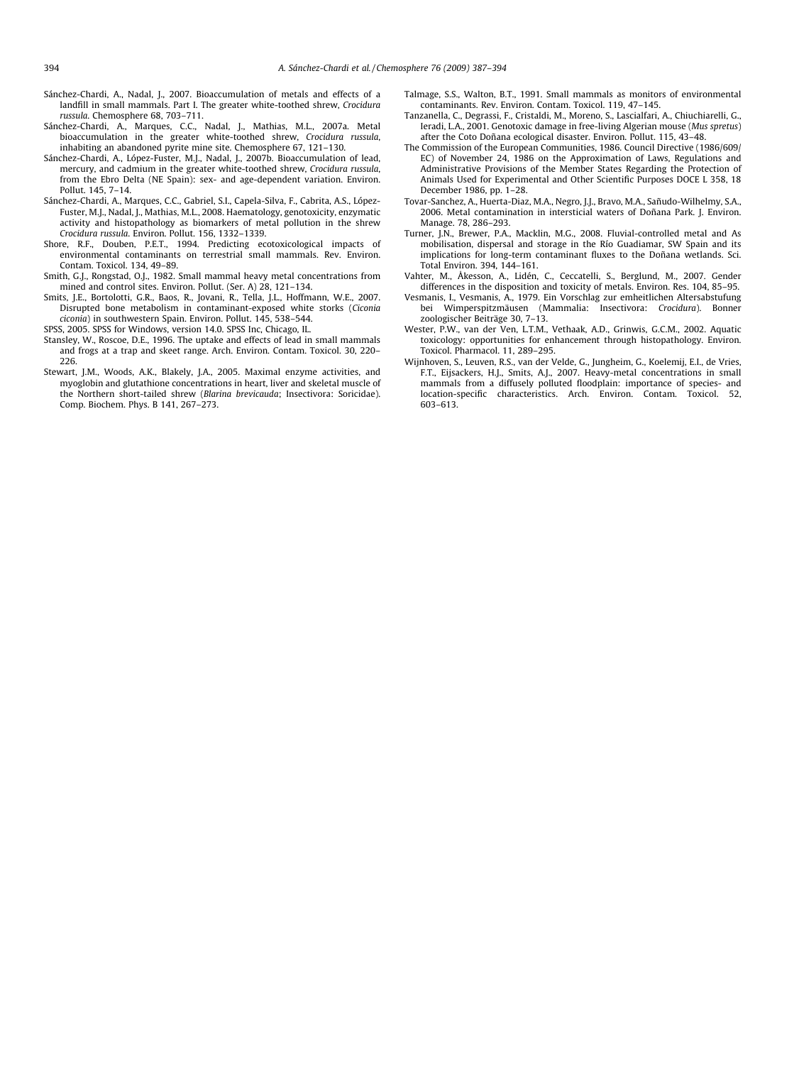Sánchez-Chardi, A., Nadal, J., 2007. Bioaccumulation of metals and effects of a landfill in small mammals. Part I. The greater white-toothed shrew, *Crocidura russula*. Chemosphere 68, 703–711.

Sánchez-Chardi, A., Marques, C.C., Nadal, J., Mathias, M.L., 2007a. Metal bioaccumulation in the greater white-toothed shrew, *Crocidura russula*, inhabiting an abandoned pyrite mine site. Chemosphere 67, 121–130.

Sánchez-Chardi, A., López-Fuster, M.J., Nadal, J., 2007b. Bioaccumulation of lead, mercury, and cadmium in the greater white-toothed shrew, *Crocidura russula*, from the Ebro Delta (NE Spain): sex- and age-dependent variation. Environ. Pollut. 145, 7–14.

Sánchez-Chardi, A., Marques, C.C., Gabriel, S.I., Capela-Silva, F., Cabrita, A.S., López-Fuster, M.J., Nadal, J., Mathias, M.L., 2008. Haematology, genotoxicity, enzymatic activity and histopathology as biomarkers of metal pollution in the shrew *Crocidura russula*. Environ. Pollut. 156, 1332–1339.

Shore, R.F., Douben, P.E.T., 1994. Predicting ecotoxicological impacts of environmental contaminants on terrestrial small mammals. Rev. Environ. Contam. Toxicol. 134, 49–89.

Smith, G.J., Rongstad, O.J., 1982. Small mammal heavy metal concentrations from mined and control sites. Environ. Pollut. (Ser. A) 28, 121–134.

Smits, J.E., Bortolotti, G.R., Baos, R., Jovani, R., Tella, J.L., Hoffmann, W.E., 2007. Disrupted bone metabolism in contaminant-exposed white storks (*Ciconia ciconia*) in southwestern Spain. Environ. Pollut. 145, 538–544.

SPSS, 2005. SPSS for Windows, version 14.0. SPSS Inc, Chicago, IL.

Stansley, W., Roscoe, D.E., 1996. The uptake and effects of lead in small mammals and frogs at a trap and skeet range. Arch. Environ. Contam. Toxicol. 30, 220–226.

Stewart, J.M., Woods, A.K., Blakely, J.A., 2005. Maximal enzyme activities, and myoglobin and glutathione concentrations in heart, liver and skeletal muscle of the Northern short-tailed shrew (*Blarina brevicauda*; Insectivora: Soricidae). Comp. Biochem. Phys. B 141, 267–273.

Talmage, S.S., Walton, B.T., 1991. Small mammals as monitors of environmental contaminants. Rev. Environ. Contam. Toxicol. 119, 47–145.

Tanzanella, C., Degrassi, F., Cristaldi, M., Moreno, S., Lascialfari, A., Chiuchiarelli, G., Ieradi, L.A., 2001. Genotoxic damage in free-living Algerian mouse (*Mus spretus*) after the Coto Doñana ecological disaster. Environ. Pollut. 115, 43–48.

The Commission of the European Communities, 1986. Council Directive (1986/609/EC) of November 24, 1986 on the Approximation of Laws, Regulations and Administrative Provisions of the Member States Regarding the Protection of Animals Used for Experimental and Other Scientific Purposes DOCE L 358, 18 December 1986, pp. 1–28.

Tovar-Sanchez, A., Huerta-Diaz, M.A., Negro, J.J., Bravo, M.A., Sañudo-Wilhelmy, S.A., 2006. Metal contamination in interstitial waters of Doñana Park. J. Environ. Manage. 78, 286–293.

Turner, J.N., Brewer, P.A., Macklin, M.G., 2008. Fluvial-controlled metal and As mobilisation, dispersal and storage in the Río Guadiamar, SW Spain and its implications for long-term contaminant fluxes to the Doñana wetlands. Sci. Total Environ. 394, 144–161.

Vahter, M., Åkesson, A., Lidén, C., Ceccatelli, S., Berglund, M., 2007. Gender differences in the disposition and toxicity of metals. Environ. Res. 104, 85–95.

Vesmanis, I., Vesmanis, A., 1979. Ein Vorschlag zur emheitlichen Altersabstufung bei Wimperspitzmäusen (Mammalia: Insectivora: *Crocidura*). Bonner zoologischer Beiträge 30, 7–13.

Wester, P.W., van der Ven, L.T.M., Vethaak, A.D., Grinwis, G.C.M., 2002. Aquatic toxicology: opportunities for enhancement through histopathology. Environ. Toxicol. Pharmacol. 11, 289–295.

Wijnhoven, S., Leuven, R.S., van der Velde, G., Jungheim, G., Koelemij, E.I., de Vries, F.T., Eijsackers, H.J., Smits, A.J., 2007. Heavy-metal concentrations in small mammals from a diffusely polluted floodplain: importance of species- and location-specific characteristics. Arch. Environ. Contam. Toxicol. 52, 603–613.